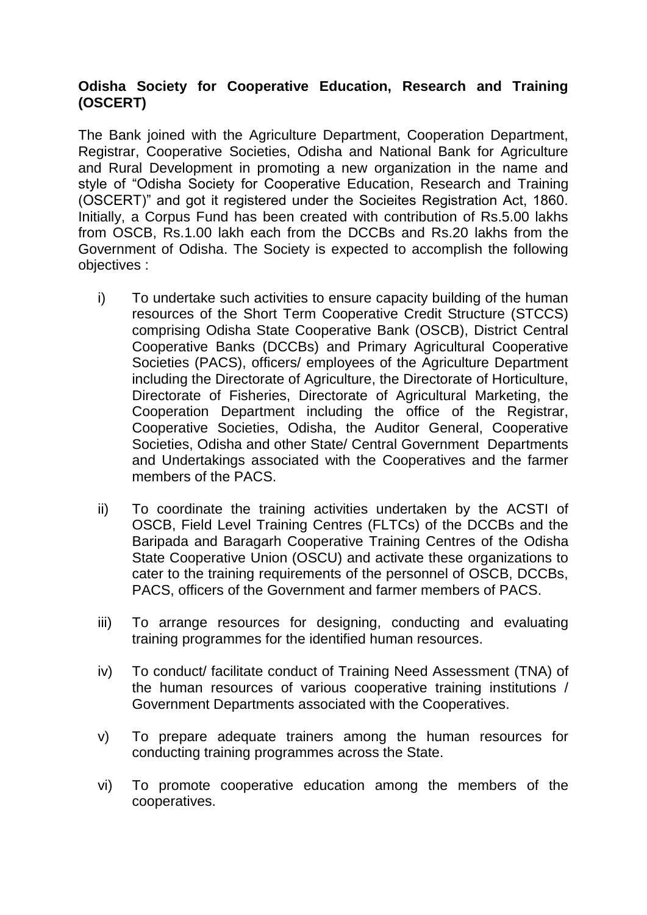**Odisha Society for Cooperative Education, Research and Training (OSCERT)**

The Bank joined with the Agriculture Department, Cooperation Department, Registrar, Cooperative Societies, Odisha and National Bank for Agriculture and Rural Development in promoting a new organization in the name and style of "Odisha Society for Cooperative Education, Research and Training (OSCERT)" and got it registered under the Socieites Registration Act, 1860. Initially, a Corpus Fund has been created with contribution of Rs.5.00 lakhs from OSCB, Rs.1.00 lakh each from the DCCBs and Rs.20 lakhs from the Government of Odisha. The Society is expected to accomplish the following objectives :

i) To undertake such activities to ensure capacity building of the human resources of the Short Term Cooperative Credit Structure (STCCS) comprising Odisha State Cooperative Bank (OSCB), District Central Cooperative Banks (DCCBs) and Primary Agricultural Cooperative Societies (PACS), officers/ employees of the Agriculture Department including the Directorate of Agriculture, the Directorate of Horticulture, Directorate of Fisheries, Directorate of Agricultural Marketing, the Cooperation Department including the office of the Registrar, Cooperative Societies, Odisha, the Auditor General, Cooperative Societies, Odisha and other State/ Central Government Departments and Undertakings associated with the Cooperatives and the farmer members of the PACS.

ii) To coordinate the training activities undertaken by the ACSTI of OSCB, Field Level Training Centres (FLTCs) of the DCCBs and the Baripada and Baragarh Cooperative Training Centres of the Odisha State Cooperative Union (OSCU) and activate these organizations to cater to the training requirements of the personnel of OSCB, DCCBs, PACS, officers of the Government and farmer members of PACS.

iii) To arrange resources for designing, conducting and evaluating training programmes for the identified human resources.

iv) To conduct/ facilitate conduct of Training Need Assessment (TNA) of the human resources of various cooperative training institutions / Government Departments associated with the Cooperatives.

v) To prepare adequate trainers among the human resources for conducting training programmes across the State.

vi) To promote cooperative education among the members of the cooperatives.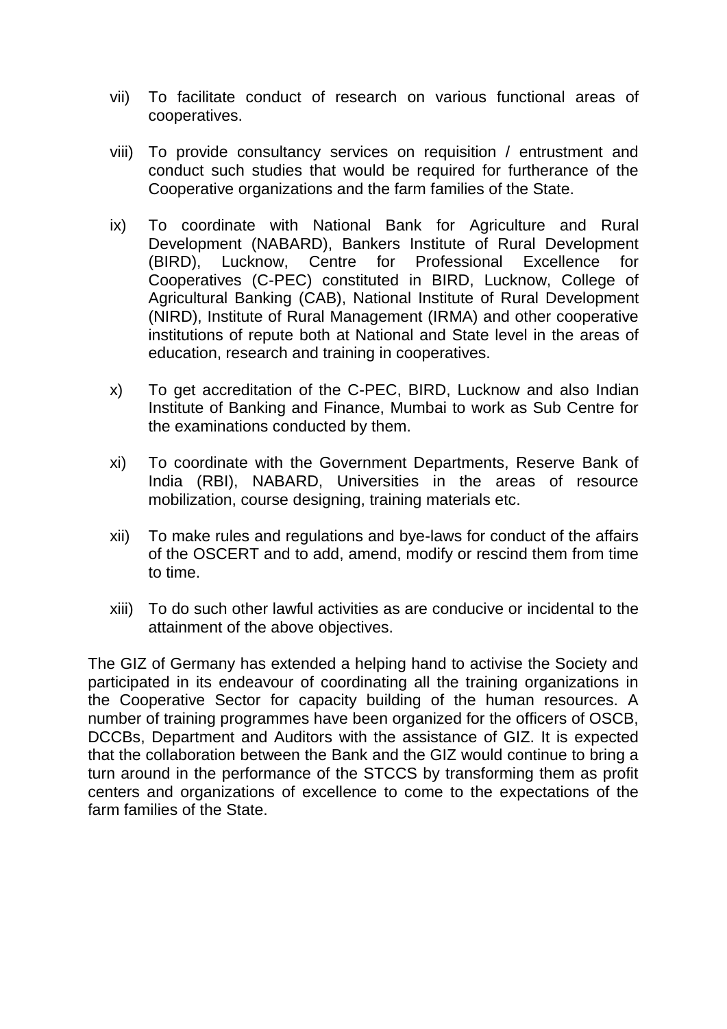vii) To facilitate conduct of research on various functional areas of cooperatives.

viii) To provide consultancy services on requisition / entrustment and conduct such studies that would be required for furtherance of the Cooperative organizations and the farm families of the State.

ix) To coordinate with National Bank for Agriculture and Rural Development (NABARD), Bankers Institute of Rural Development (BIRD), Lucknow, Centre for Professional Excellence for Cooperatives (C-PEC) constituted in BIRD, Lucknow, College of Agricultural Banking (CAB), National Institute of Rural Development (NIRD), Institute of Rural Management (IRMA) and other cooperative institutions of repute both at National and State level in the areas of education, research and training in cooperatives.

x) To get accreditation of the C-PEC, BIRD, Lucknow and also Indian Institute of Banking and Finance, Mumbai to work as Sub Centre for the examinations conducted by them.

xi) To coordinate with the Government Departments, Reserve Bank of India (RBI), NABARD, Universities in the areas of resource mobilization, course designing, training materials etc.

xii) To make rules and regulations and bye-laws for conduct of the affairs of the OSCERT and to add, amend, modify or rescind them from time to time.

xiii) To do such other lawful activities as are conducive or incidental to the attainment of the above objectives.

The GIZ of Germany has extended a helping hand to activise the Society and participated in its endeavour of coordinating all the training organizations in the Cooperative Sector for capacity building of the human resources. A number of training programmes have been organized for the officers of OSCB, DCCBs, Department and Auditors with the assistance of GIZ. It is expected that the collaboration between the Bank and the GIZ would continue to bring a turn around in the performance of the STCCS by transforming them as profit centers and organizations of excellence to come to the expectations of the farm families of the State.